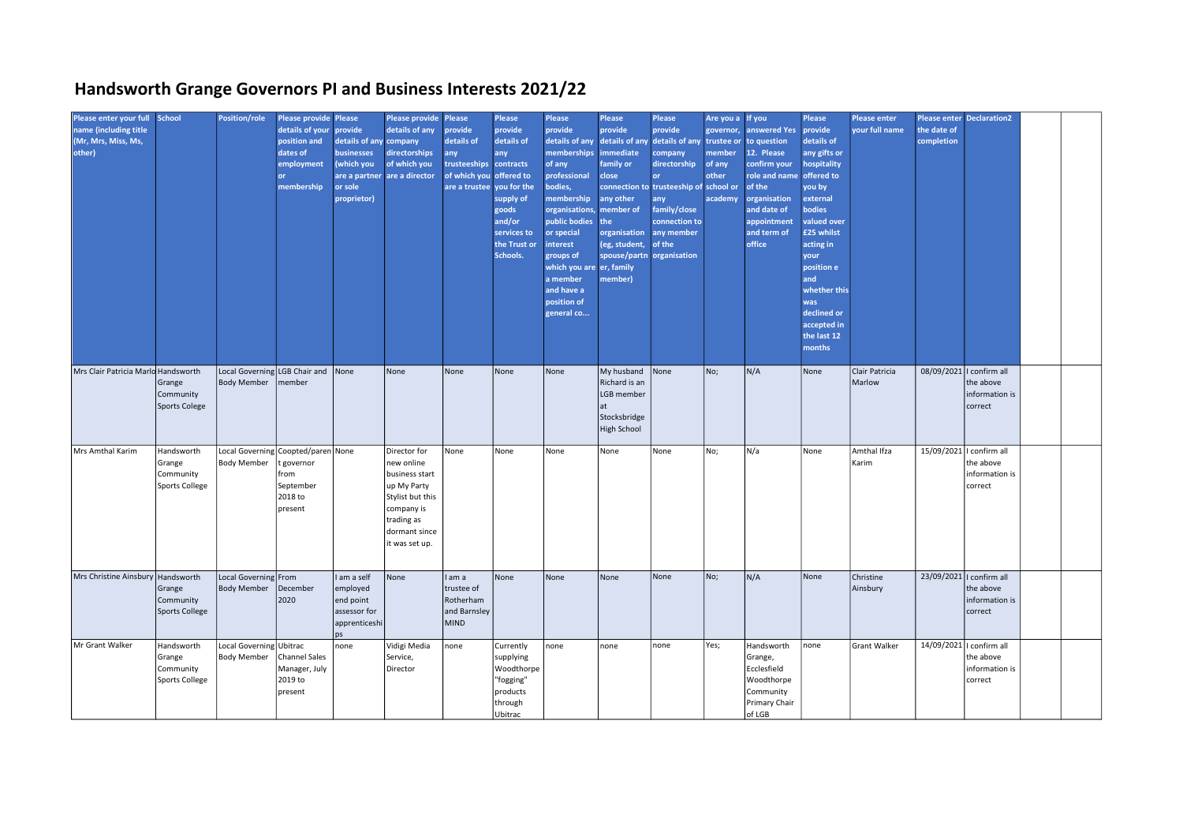# Handsworth Grange Governors PI and Business Interests 2021/22

| Please enter your full name (including title (Mr, Mrs, Miss, Ms, other) | School | Position/role | Please provide details of your position and dates of employment or membership | Please provide details of any businesses (which you are a partner or sole proprietor) | Please provide details of any company directorships of which you are a director | Please provide details of any trusteeships of which you are a trustee | Please provide details of any contracts offered to you for the supply of goods and/or services to the Trust or Schools. | Please provide details of any memberships of any professional bodies, membership organisations, public bodies or special interest groups of which you are a member and have a position of general co... | Please provide details of any immediate family or close connection to any other member of the organisation (eg, student, spouse/partner, family member) | Please provide details of any company directorship or trusteeship of any family/close connection to any member of the organisation | Are you a governor, trustee or member of any other school or academy | If you answered Yes to question 12. Please confirm your role and name of the organisation and date of appointment and term of office | Please provide details of any gifts or hospitality offered to you by external bodies valued over £25 whilst acting in your position e and whether this was declined or accepted in the last 12 months | Please enter your full name | Please enter the date of completion | Declaration2 | | |
|---|---|---|---|---|---|---|---|---|---|---|---|---|---|---|---|---|---|---|
| Mrs Clair Patricia Marlo | Handsworth Grange Community Sports Colege | Local Governing Body Member | LGB Chair and member | None | None | None | None | None | My husband Richard is an LGB member at Stocksbridge High School | None | No; | N/A | None | Clair Patricia Marlow | 08/09/2021 | I confirm all the above information is correct | | |
| Mrs Amthal Karim | Handsworth Grange Community Sports College | Local Governing Body Member | Coopted/parent governor from September 2018 to present | None | Director for new online business start up My Party Stylist but this company is trading as dormant since it was set up. | None | None | None | None | None | No; | N/a | None | Amthal Ifza Karim | 15/09/2021 | I confirm all the above information is correct | | |
| Mrs Christine Ainsbury | Handsworth Grange Community Sports College | Local Governing Body Member | From December 2020 | I am a self employed end point assessor for apprenticeships | None | I am a trustee of Rotherham and Barnsley MIND | None | None | None | None | No; | N/A | None | Christine Ainsbury | 23/09/2021 | I confirm all the above information is correct | | |
| Mr Grant Walker | Handsworth Grange Community Sports College | Local Governing Body Member | Ubitrac Channel Sales Manager, July 2019 to present | none | Vidigi Media Service, Director | none | Currently supplying Woodthorpe "fogging" products through Ubitrac | none | none | none | Yes; | Handsworth Grange, Ecclesfield Woodthorpe Community Primary Chair of LGB | none | Grant Walker | 14/09/2021 | I confirm all the above information is correct | | |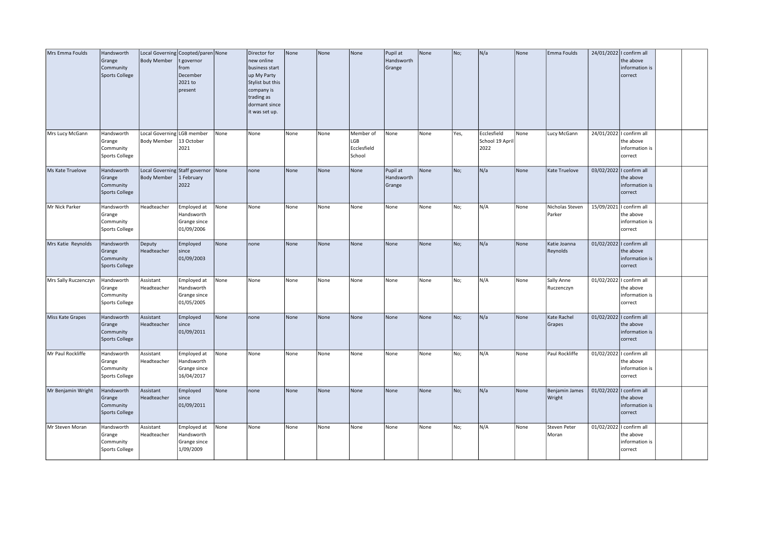| | | | | | | | | | | | | | | | | | | |
|---|---|---|---|---|---|---|---|---|---|---|---|---|---|---|---|---|---|---|
| Mrs Emma Foulds | Handsworth Grange Community Sports College | Local Governing Body Member | Coopted/parent governor from December 2021 to present | None | Director for new online business start up My Party Stylist but this company is trading as dormant since it was set up. | None | None | None | Pupil at Handsworth Grange | None | No; | N/a | None | Emma Foulds | 24/01/2022 | I confirm all the above information is correct | | |
| Mrs Lucy McGann | Handsworth Grange Community Sports College | Local Governing Body Member | LGB member 13 October 2021 | None | None | None | None | Member of LGB Ecclesfield School | None | None | Yes, | Ecclesfield School 19 April 2022 | None | Lucy McGann | 24/01/2022 | I confirm all the above information is correct | | |
| Ms Kate Truelove | Handsworth Grange Community Sports College | Local Governing Body Member | Staff governor 1 February 2022 | None | none | None | None | None | Pupil at Handsworth Grange | None | No; | N/a | None | Kate Truelove | 03/02/2022 | I confirm all the above information is correct | | |
| Mr Nick Parker | Handsworth Grange Community Sports College | Headteacher | Employed at Handsworth Grange since 01/09/2006 | None | None | None | None | None | None | None | No; | N/A | None | Nicholas Steven Parker | 15/09/2021 | I confirm all the above information is correct | | |
| Mrs Katie Reynolds | Handsworth Grange Community Sports College | Deputy Headteacher | Employed since 01/09/2003 | None | none | None | None | None | None | None | No; | N/a | None | Katie Joanna Reynolds | 01/02/2022 | I confirm all the above information is correct | | |
| Mrs Sally Ruczenczyn | Handsworth Grange Community Sports College | Assistant Headteacher | Employed at Handsworth Grange since 01/05/2005 | None | None | None | None | None | None | None | No; | N/A | None | Sally Anne Ruczenczyn | 01/02/2022 | I confirm all the above information is correct | | |
| Miss Kate Grapes | Handsworth Grange Community Sports College | Assistant Headteacher | Employed since 01/09/2011 | None | none | None | None | None | None | None | No; | N/a | None | Kate Rachel Grapes | 01/02/2022 | I confirm all the above information is correct | | |
| Mr Paul Rockliffe | Handsworth Grange Community Sports College | Assistant Headteacher | Employed at Handsworth Grange since 16/04/2017 | None | None | None | None | None | None | None | No; | N/A | None | Paul Rockliffe | 01/02/2022 | I confirm all the above information is correct | | |
| Mr Benjamin Wright | Handsworth Grange Community Sports College | Assistant Headteacher | Employed since 01/09/2011 | None | none | None | None | None | None | None | No; | N/a | None | Benjamin James Wright | 01/02/2022 | I confirm all the above information is correct | | |
| Mr Steven Moran | Handsworth Grange Community Sports College | Assistant Headteacher | Employed at Handsworth Grange since 1/09/2009 | None | None | None | None | None | None | None | No; | N/A | None | Steven Peter Moran | 01/02/2022 | I confirm all the above information is correct | | |